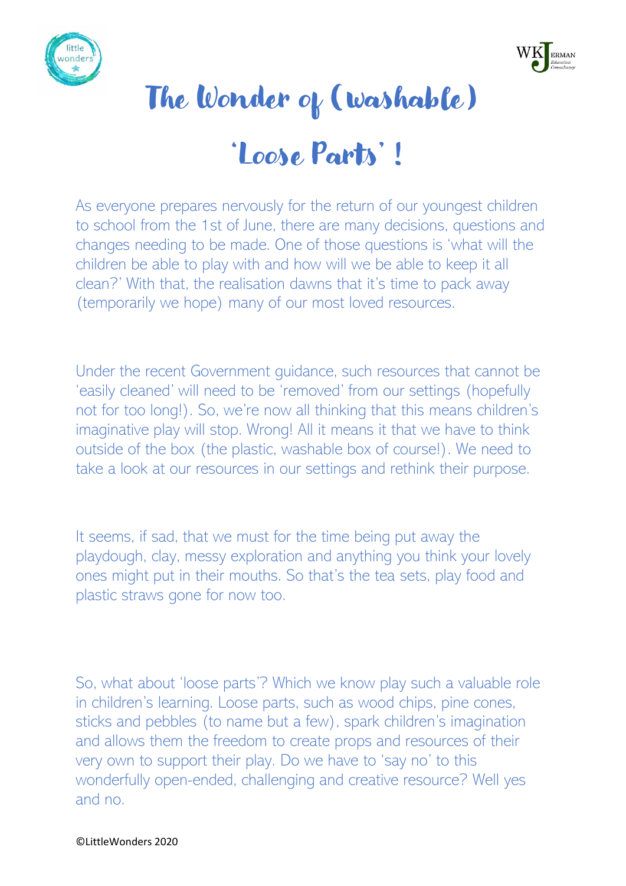# The Wonder of (washable) 'Loose Parts' !

As everyone prepares nervously for the return of our youngest children to school from the 1st of June, there are many decisions, questions and changes needing to be made. One of those questions is 'what will the children be able to play with and how will we be able to keep it all clean?' With that, the realisation dawns that it's time to pack away (temporarily we hope) many of our most loved resources.

Under the recent Government guidance, such resources that cannot be 'easily cleaned' will need to be 'removed' from our settings (hopefully not for too long!). So, we're now all thinking that this means children's imaginative play will stop. Wrong! All it means it that we have to think outside of the box (the plastic, washable box of course!). We need to take a look at our resources in our settings and rethink their purpose.

It seems, if sad, that we must for the time being put away the playdough, clay, messy exploration and anything you think your lovely ones might put in their mouths. So that's the tea sets, play food and plastic straws gone for now too.

So, what about 'loose parts'? Which we know play such a valuable role in children's learning. Loose parts, such as wood chips, pine cones, sticks and pebbles (to name but a few), spark children's imagination and allows them the freedom to create props and resources of their very own to support their play. Do we have to 'say no' to this wonderfully open-ended, challenging and creative resource? Well yes and no.

©LittleWonders 2020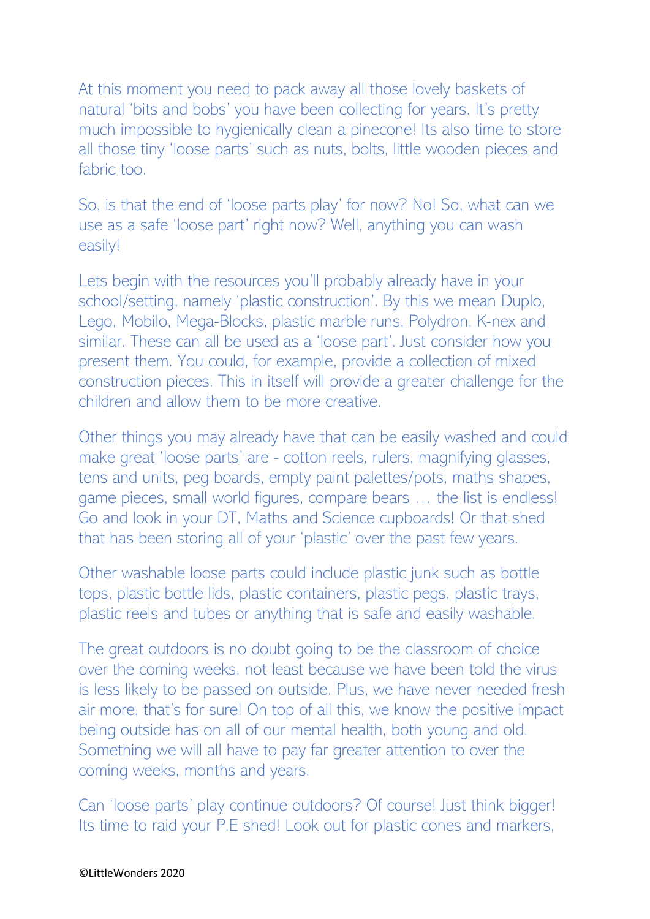At this moment you need to pack away all those lovely baskets of natural 'bits and bobs' you have been collecting for years. It's pretty much impossible to hygienically clean a pinecone! Its also time to store all those tiny 'loose parts' such as nuts, bolts, little wooden pieces and fabric too.

So, is that the end of 'loose parts play' for now? No! So, what can we use as a safe 'loose part' right now? Well, anything you can wash easily!

Lets begin with the resources you'll probably already have in your school/setting, namely 'plastic construction'. By this we mean Duplo, Lego, Mobilo, Mega-Blocks, plastic marble runs, Polydron, K-nex and similar. These can all be used as a 'loose part'. Just consider how you present them. You could, for example, provide a collection of mixed construction pieces. This in itself will provide a greater challenge for the children and allow them to be more creative.

Other things you may already have that can be easily washed and could make great 'loose parts' are - cotton reels, rulers, magnifying glasses, tens and units, peg boards, empty paint palettes/pots, maths shapes, game pieces, small world figures, compare bears … the list is endless! Go and look in your DT, Maths and Science cupboards! Or that shed that has been storing all of your 'plastic' over the past few years.

Other washable loose parts could include plastic junk such as bottle tops, plastic bottle lids, plastic containers, plastic pegs, plastic trays, plastic reels and tubes or anything that is safe and easily washable.

The great outdoors is no doubt going to be the classroom of choice over the coming weeks, not least because we have been told the virus is less likely to be passed on outside. Plus, we have never needed fresh air more, that's for sure! On top of all this, we know the positive impact being outside has on all of our mental health, both young and old. Something we will all have to pay far greater attention to over the coming weeks, months and years.

Can 'loose parts' play continue outdoors? Of course! Just think bigger! Its time to raid your P.E shed! Look out for plastic cones and markers,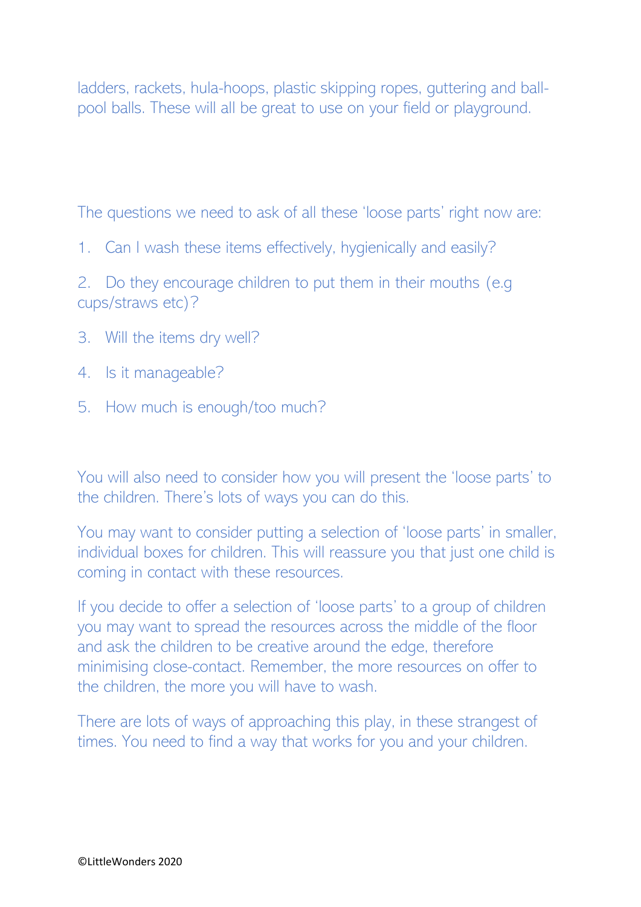ladders, rackets, hula-hoops, plastic skipping ropes, guttering and ball-pool balls. These will all be great to use on your field or playground.

The questions we need to ask of all these 'loose parts' right now are:

1. Can I wash these items effectively, hygienically and easily?
2. Do they encourage children to put them in their mouths (e.g cups/straws etc)?
3. Will the items dry well?
4. Is it manageable?
5. How much is enough/too much?

You will also need to consider how you will present the 'loose parts' to the children. There's lots of ways you can do this.

You may want to consider putting a selection of 'loose parts' in smaller, individual boxes for children. This will reassure you that just one child is coming in contact with these resources.

If you decide to offer a selection of 'loose parts' to a group of children you may want to spread the resources across the middle of the floor and ask the children to be creative around the edge, therefore minimising close-contact. Remember, the more resources on offer to the children, the more you will have to wash.

There are lots of ways of approaching this play, in these strangest of times. You need to find a way that works for you and your children.

©LittleWonders 2020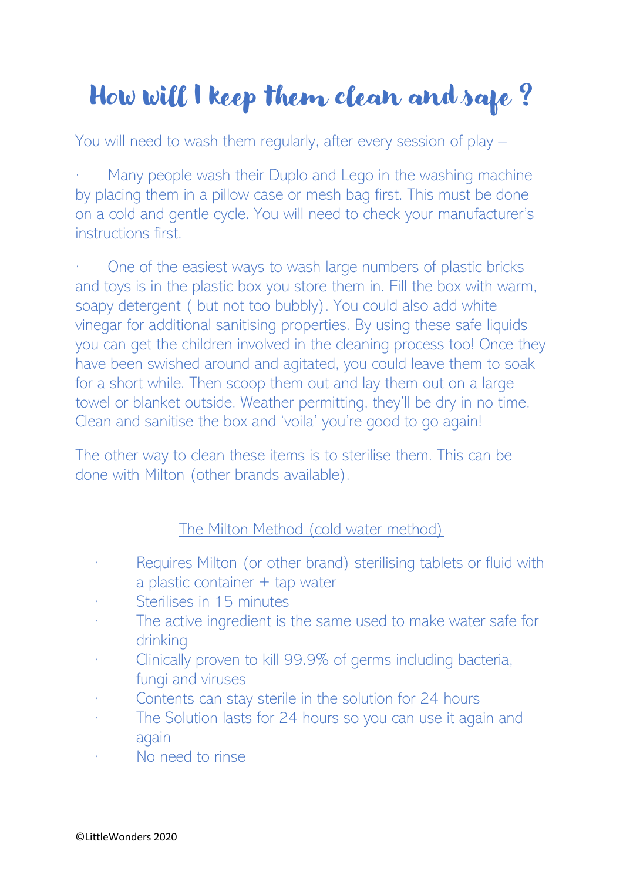# How will I keep them clean and safe ?

You will need to wash them regularly, after every session of play –

- Many people wash their Duplo and Lego in the washing machine by placing them in a pillow case or mesh bag first. This must be done on a cold and gentle cycle. You will need to check your manufacturer's instructions first.

- One of the easiest ways to wash large numbers of plastic bricks and toys is in the plastic box you store them in. Fill the box with warm, soapy detergent ( but not too bubbly). You could also add white vinegar for additional sanitising properties. By using these safe liquids you can get the children involved in the cleaning process too! Once they have been swished around and agitated, you could leave them to soak for a short while. Then scoop them out and lay them out on a large towel or blanket outside. Weather permitting, they'll be dry in no time. Clean and sanitise the box and 'voila' you're good to go again!

The other way to clean these items is to sterilise them. This can be done with Milton (other brands available).

<u>The Milton Method (cold water method)</u>

- Requires Milton (or other brand) sterilising tablets or fluid with a plastic container + tap water
- Sterilises in 15 minutes
- The active ingredient is the same used to make water safe for drinking
- Clinically proven to kill 99.9% of germs including bacteria, fungi and viruses
- Contents can stay sterile in the solution for 24 hours
- The Solution lasts for 24 hours so you can use it again and again
- No need to rinse

©LittleWonders 2020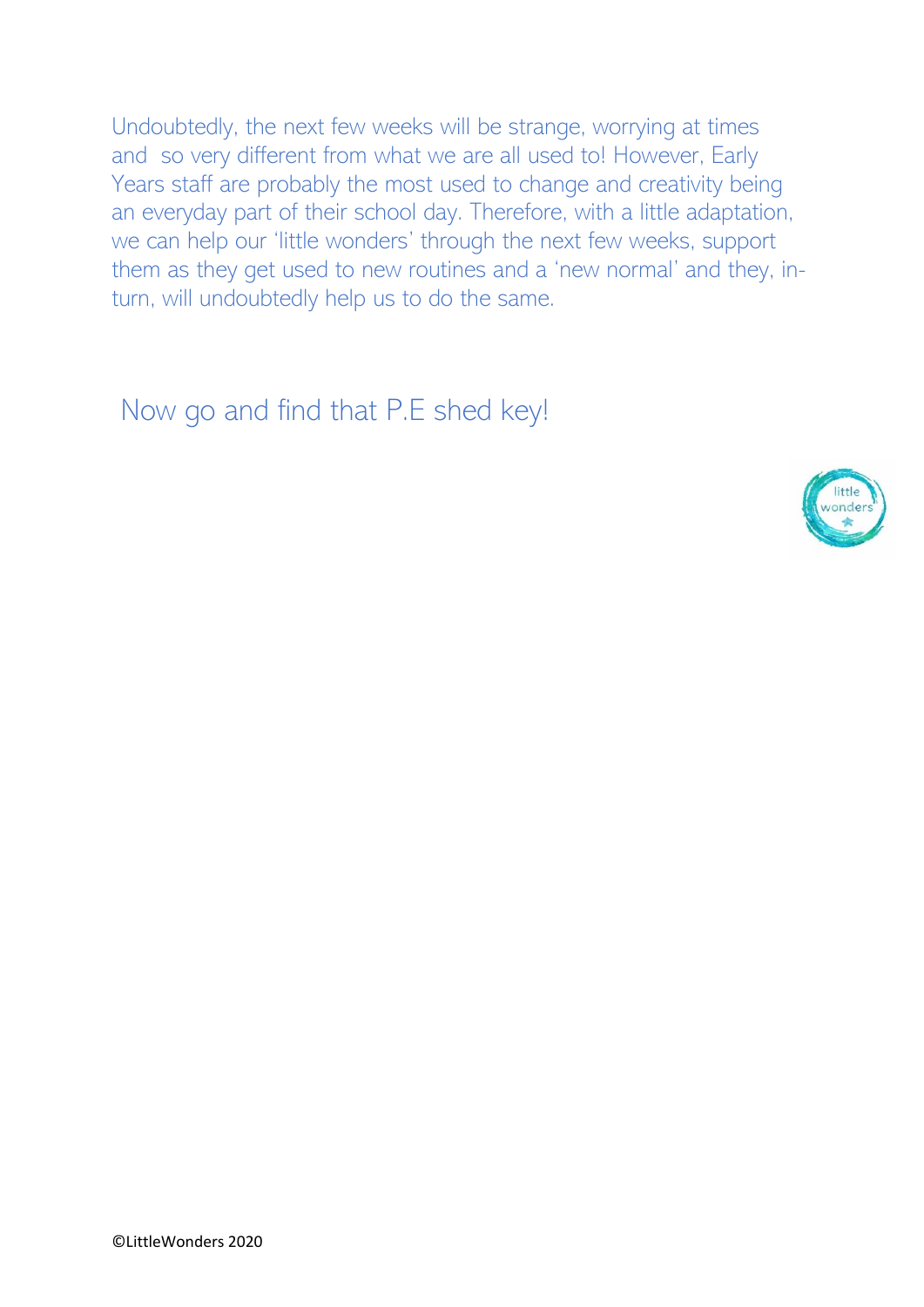Undoubtedly, the next few weeks will be strange, worrying at times and so very different from what we are all used to! However, Early Years staff are probably the most used to change and creativity being an everyday part of their school day. Therefore, with a little adaptation, we can help our 'little wonders' through the next few weeks, support them as they get used to new routines and a 'new normal' and they, in-turn, will undoubtedly help us to do the same.

Now go and find that P.E shed key!

little wonders

©LittleWonders 2020